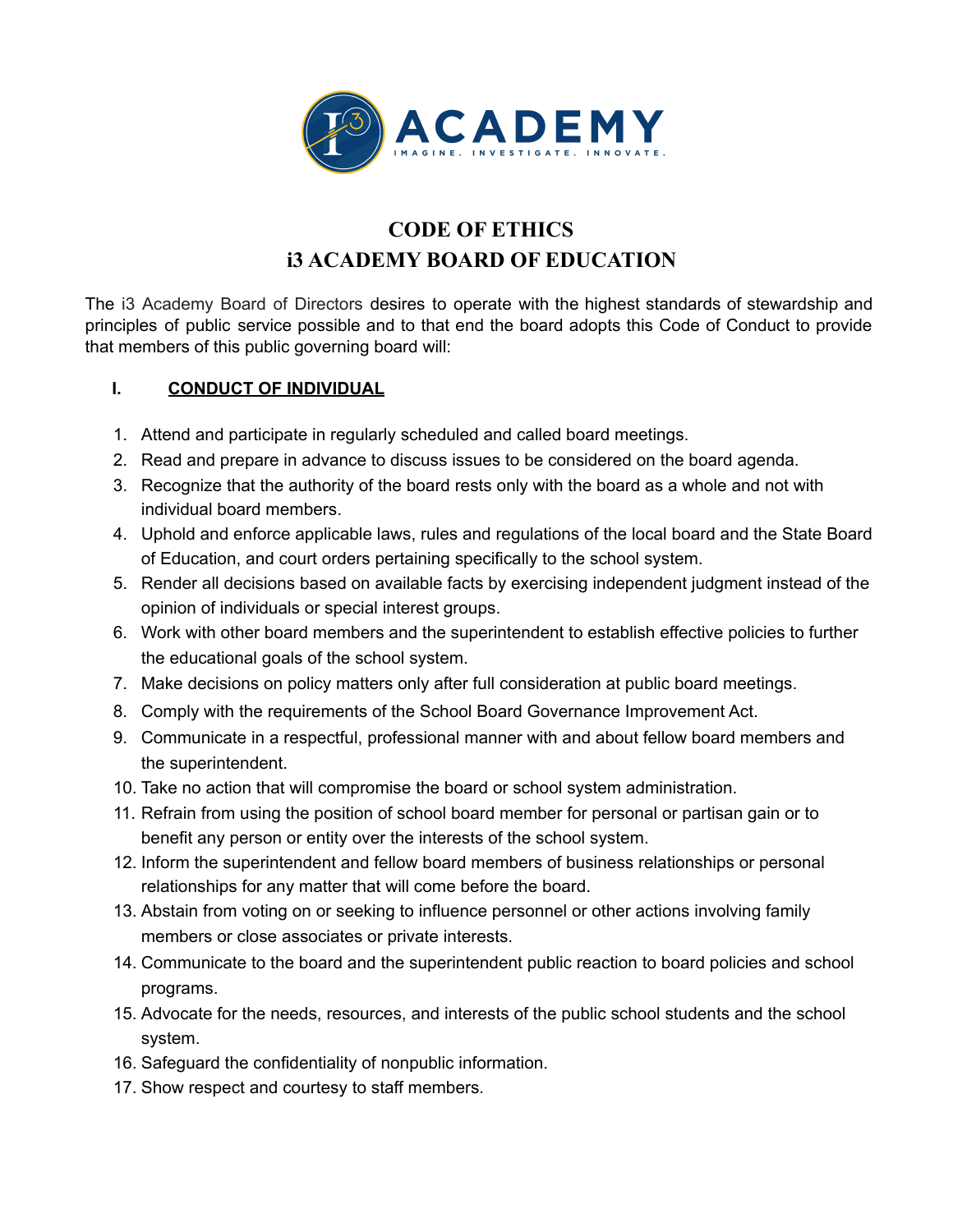# CODE OF ETHICS
# i3 ACADEMY BOARD OF EDUCATION

The i3 Academy Board of Directors desires to operate with the highest standards of stewardship and principles of public service possible and to that end the board adopts this Code of Conduct to provide that members of this public governing board will:

## I. CONDUCT OF INDIVIDUAL

1. Attend and participate in regularly scheduled and called board meetings.
2. Read and prepare in advance to discuss issues to be considered on the board agenda.
3. Recognize that the authority of the board rests only with the board as a whole and not with individual board members.
4. Uphold and enforce applicable laws, rules and regulations of the local board and the State Board of Education, and court orders pertaining specifically to the school system.
5. Render all decisions based on available facts by exercising independent judgment instead of the opinion of individuals or special interest groups.
6. Work with other board members and the superintendent to establish effective policies to further the educational goals of the school system.
7. Make decisions on policy matters only after full consideration at public board meetings.
8. Comply with the requirements of the School Board Governance Improvement Act.
9. Communicate in a respectful, professional manner with and about fellow board members and the superintendent.
10. Take no action that will compromise the board or school system administration.
11. Refrain from using the position of school board member for personal or partisan gain or to benefit any person or entity over the interests of the school system.
12. Inform the superintendent and fellow board members of business relationships or personal relationships for any matter that will come before the board.
13. Abstain from voting on or seeking to influence personnel or other actions involving family members or close associates or private interests.
14. Communicate to the board and the superintendent public reaction to board policies and school programs.
15. Advocate for the needs, resources, and interests of the public school students and the school system.
16. Safeguard the confidentiality of nonpublic information.
17. Show respect and courtesy to staff members.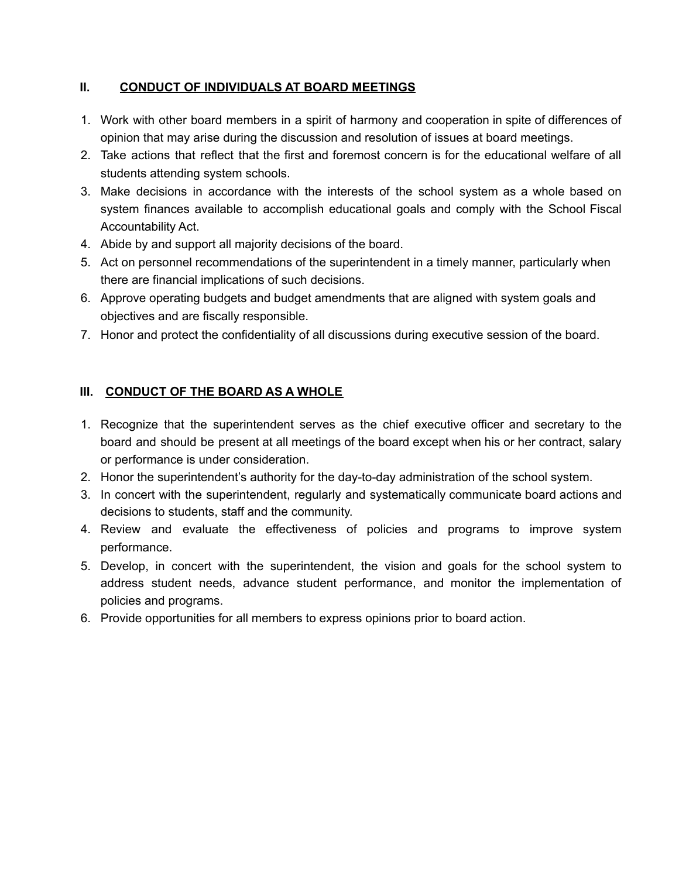## II. CONDUCT OF INDIVIDUALS AT BOARD MEETINGS

1. Work with other board members in a spirit of harmony and cooperation in spite of differences of opinion that may arise during the discussion and resolution of issues at board meetings.
2. Take actions that reflect that the first and foremost concern is for the educational welfare of all students attending system schools.
3. Make decisions in accordance with the interests of the school system as a whole based on system finances available to accomplish educational goals and comply with the School Fiscal Accountability Act.
4. Abide by and support all majority decisions of the board.
5. Act on personnel recommendations of the superintendent in a timely manner, particularly when there are financial implications of such decisions.
6. Approve operating budgets and budget amendments that are aligned with system goals and objectives and are fiscally responsible.
7. Honor and protect the confidentiality of all discussions during executive session of the board.

## III. CONDUCT OF THE BOARD AS A WHOLE

1. Recognize that the superintendent serves as the chief executive officer and secretary to the board and should be present at all meetings of the board except when his or her contract, salary or performance is under consideration.
2. Honor the superintendent's authority for the day-to-day administration of the school system.
3. In concert with the superintendent, regularly and systematically communicate board actions and decisions to students, staff and the community.
4. Review and evaluate the effectiveness of policies and programs to improve system performance.
5. Develop, in concert with the superintendent, the vision and goals for the school system to address student needs, advance student performance, and monitor the implementation of policies and programs.
6. Provide opportunities for all members to express opinions prior to board action.